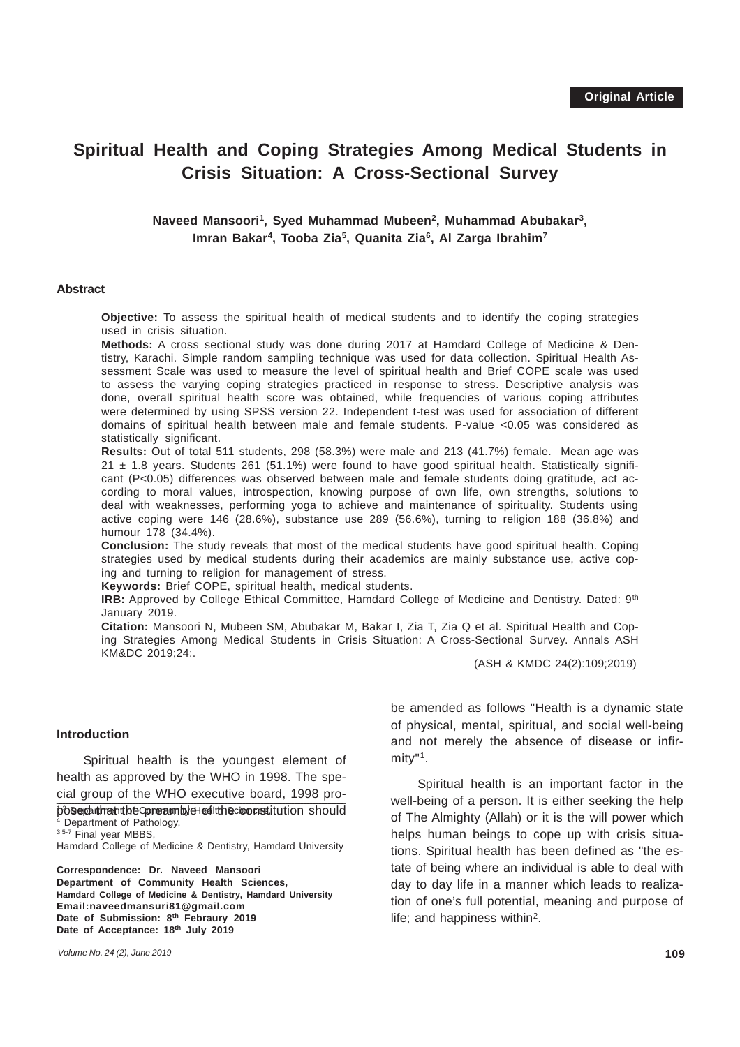Original Article

# Spiritual Health and Coping Strategies Among Medical Students in Crisis Situation: A Cross-Sectional Survey

**Naveed Mansoori[1], Syed Muhammad Mubeen[2], Muhammad Abubakar[3], Imran Bakar[4], Tooba Zia[5], Quanita Zia[6], Al Zarga Ibrahim[7]**

## Abstract

**Objective:** To assess the spiritual health of medical students and to identify the coping strategies used in crisis situation.

**Methods:** A cross sectional study was done during 2017 at Hamdard College of Medicine & Dentistry, Karachi. Simple random sampling technique was used for data collection. Spiritual Health Assessment Scale was used to measure the level of spiritual health and Brief COPE scale was used to assess the varying coping strategies practiced in response to stress. Descriptive analysis was done, overall spiritual health score was obtained, while frequencies of various coping attributes were determined by using SPSS version 22. Independent t-test was used for association of different domains of spiritual health between male and female students. P-value <0.05 was considered as statistically significant.

**Results:** Out of total 511 students, 298 (58.3%) were male and 213 (41.7%) female. Mean age was 21 ± 1.8 years. Students 261 (51.1%) were found to have good spiritual health. Statistically significant (P<0.05) differences was observed between male and female students doing gratitude, act according to moral values, introspection, knowing purpose of own life, own strengths, solutions to deal with weaknesses, performing yoga to achieve and maintenance of spirituality. Students using active coping were 146 (28.6%), substance use 289 (56.6%), turning to religion 188 (36.8%) and humour 178 (34.4%).

**Conclusion:** The study reveals that most of the medical students have good spiritual health. Coping strategies used by medical students during their academics are mainly substance use, active coping and turning to religion for management of stress.

**Keywords:** Brief COPE, spiritual health, medical students.

**IRB:** Approved by College Ethical Committee, Hamdard College of Medicine and Dentistry. Dated: 9th January 2019.

**Citation:** Mansoori N, Mubeen SM, Abubakar M, Bakar I, Zia T, Zia Q et al. Spiritual Health and Coping Strategies Among Medical Students in Crisis Situation: A Cross-Sectional Survey. Annals ASH KM&DC 2019;24:.

(ASH & KMDC 24(2):109;2019)

## Introduction

Spiritual health is the youngest element of health as approved by the WHO in 1998. The special group of the WHO executive board, 1998 proposed that the preamble of the constitution should be amended as follows "Health is a dynamic state of physical, mental, spiritual, and social well-being and not merely the absence of disease or infirmity"[1].

Spiritual health is an important factor in the well-being of a person. It is either seeking the help of The Almighty (Allah) or it is the will power which helps human beings to cope up with crisis situations. Spiritual health has been defined as "the estate of being where an individual is able to deal with day to day life in a manner which leads to realization of one's full potential, meaning and purpose of life; and happiness within[2].

[1,2] Department of Community Health Sciences,
[4] Department of Pathology,
[3,5-7] Final year MBBS,
Hamdard College of Medicine & Dentistry, Hamdard University

**Correspondence: Dr. Naveed Mansoori**
**Department of Community Health Sciences,**
**Hamdard College of Medicine & Dentistry, Hamdard University**
**Email:naveedmansuri81@gmail.com**
**Date of Submission: 8th Febraury 2019**
**Date of Acceptance: 18th July 2019**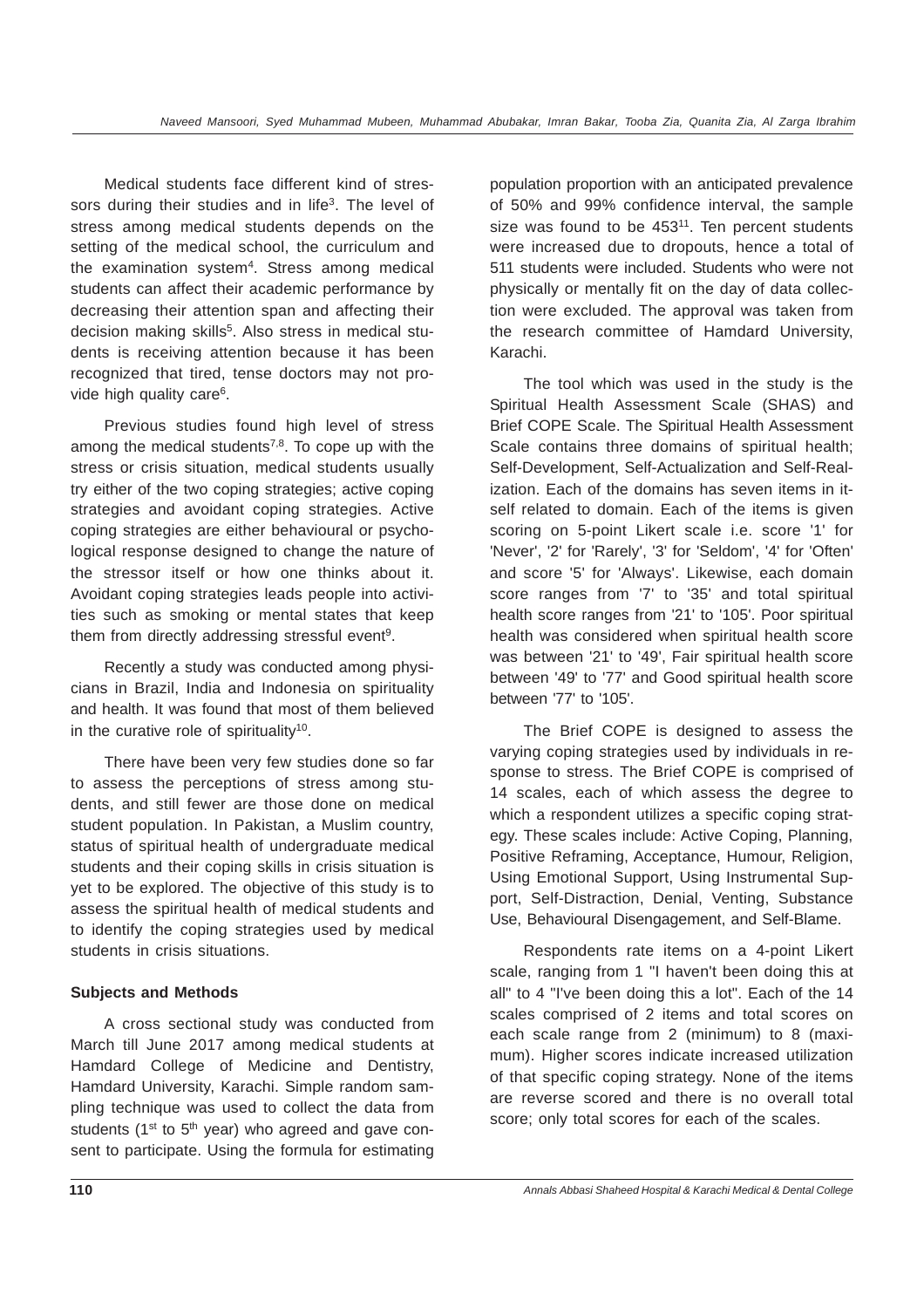Medical students face different kind of stressors during their studies and in life[3]. The level of stress among medical students depends on the setting of the medical school, the curriculum and the examination system[4]. Stress among medical students can affect their academic performance by decreasing their attention span and affecting their decision making skills[5]. Also stress in medical students is receiving attention because it has been recognized that tired, tense doctors may not provide high quality care[6].

Previous studies found high level of stress among the medical students[7,8]. To cope up with the stress or crisis situation, medical students usually try either of the two coping strategies; active coping strategies and avoidant coping strategies. Active coping strategies are either behavioural or psychological response designed to change the nature of the stressor itself or how one thinks about it. Avoidant coping strategies leads people into activities such as smoking or mental states that keep them from directly addressing stressful event[9].

Recently a study was conducted among physicians in Brazil, India and Indonesia on spirituality and health. It was found that most of them believed in the curative role of spirituality[10].

There have been very few studies done so far to assess the perceptions of stress among students, and still fewer are those done on medical student population. In Pakistan, a Muslim country, status of spiritual health of undergraduate medical students and their coping skills in crisis situation is yet to be explored. The objective of this study is to assess the spiritual health of medical students and to identify the coping strategies used by medical students in crisis situations.

**Subjects and Methods**

A cross sectional study was conducted from March till June 2017 among medical students at Hamdard College of Medicine and Dentistry, Hamdard University, Karachi. Simple random sampling technique was used to collect the data from students (1st to 5th year) who agreed and gave consent to participate. Using the formula for estimating population proportion with an anticipated prevalence of 50% and 99% confidence interval, the sample size was found to be 453[11]. Ten percent students were increased due to dropouts, hence a total of 511 students were included. Students who were not physically or mentally fit on the day of data collection were excluded. The approval was taken from the research committee of Hamdard University, Karachi.

The tool which was used in the study is the Spiritual Health Assessment Scale (SHAS) and Brief COPE Scale. The Spiritual Health Assessment Scale contains three domains of spiritual health; Self-Development, Self-Actualization and Self-Realization. Each of the domains has seven items in itself related to domain. Each of the items is given scoring on 5-point Likert scale i.e. score '1' for 'Never', '2' for 'Rarely', '3' for 'Seldom', '4' for 'Often' and score '5' for 'Always'. Likewise, each domain score ranges from '7' to '35' and total spiritual health score ranges from '21' to '105'. Poor spiritual health was considered when spiritual health score was between '21' to '49', Fair spiritual health score between '49' to '77' and Good spiritual health score between '77' to '105'.

The Brief COPE is designed to assess the varying coping strategies used by individuals in response to stress. The Brief COPE is comprised of 14 scales, each of which assess the degree to which a respondent utilizes a specific coping strategy. These scales include: Active Coping, Planning, Positive Reframing, Acceptance, Humour, Religion, Using Emotional Support, Using Instrumental Support, Self-Distraction, Denial, Venting, Substance Use, Behavioural Disengagement, and Self-Blame.

Respondents rate items on a 4-point Likert scale, ranging from 1 "I haven't been doing this at all" to 4 "I've been doing this a lot". Each of the 14 scales comprised of 2 items and total scores on each scale range from 2 (minimum) to 8 (maximum). Higher scores indicate increased utilization of that specific coping strategy. None of the items are reverse scored and there is no overall total score; only total scores for each of the scales.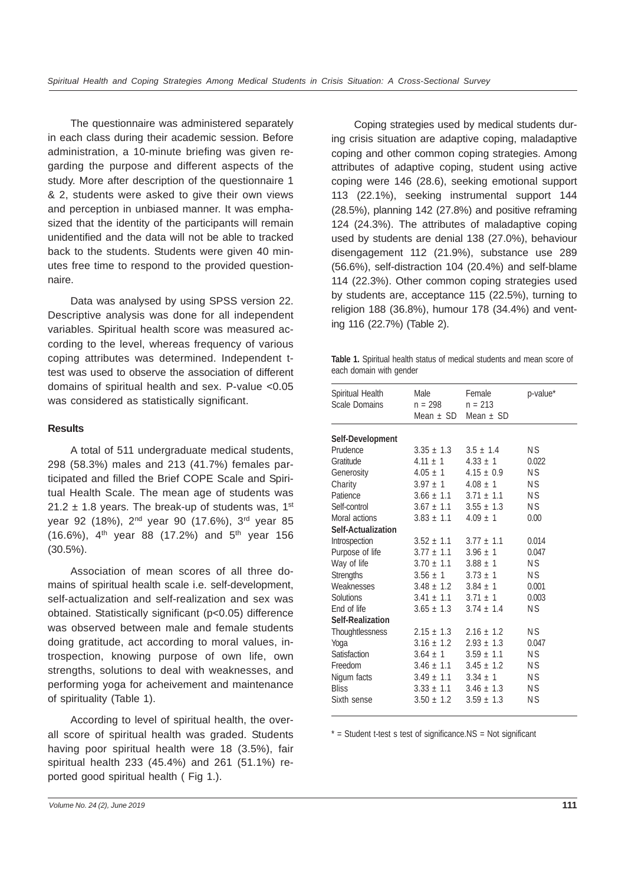The questionnaire was administered separately in each class during their academic session. Before administration, a 10-minute briefing was given regarding the purpose and different aspects of the study. More after description of the questionnaire 1 & 2, students were asked to give their own views and perception in unbiased manner. It was emphasized that the identity of the participants will remain unidentified and the data will not be able to tracked back to the students. Students were given 40 minutes free time to respond to the provided questionnaire.

Data was analysed by using SPSS version 22. Descriptive analysis was done for all independent variables. Spiritual health score was measured according to the level, whereas frequency of various coping attributes was determined. Independent t-test was used to observe the association of different domains of spiritual health and sex. P-value <0.05 was considered as statistically significant.

### Results

A total of 511 undergraduate medical students, 298 (58.3%) males and 213 (41.7%) females participated and filled the Brief COPE Scale and Spiritual Health Scale. The mean age of students was 21.2 ± 1.8 years. The break-up of students was, 1st year 92 (18%), 2nd year 90 (17.6%), 3rd year 85 (16.6%), 4th year 88 (17.2%) and 5th year 156 (30.5%).

Association of mean scores of all three domains of spiritual health scale i.e. self-development, self-actualization and self-realization and sex was obtained. Statistically significant (p<0.05) difference was observed between male and female students doing gratitude, act according to moral values, introspection, knowing purpose of own life, own strengths, solutions to deal with weaknesses, and performing yoga for acheivement and maintenance of spirituality (Table 1).

According to level of spiritual health, the overall score of spiritual health was graded. Students having poor spiritual health were 18 (3.5%), fair spiritual health 233 (45.4%) and 261 (51.1%) reported good spiritual health ( Fig 1.).

Coping strategies used by medical students during crisis situation are adaptive coping, maladaptive coping and other common coping strategies. Among attributes of adaptive coping, student using active coping were 146 (28.6), seeking emotional support 113 (22.1%), seeking instrumental support 144 (28.5%), planning 142 (27.8%) and positive reframing 124 (24.3%). The attributes of maladaptive coping used by students are denial 138 (27.0%), behaviour disengagement 112 (21.9%), substance use 289 (56.6%), self-distraction 104 (20.4%) and self-blame 114 (22.3%). Other common coping strategies used by students are, acceptance 115 (22.5%), turning to religion 188 (36.8%), humour 178 (34.4%) and venting 116 (22.7%) (Table 2).

**Table 1.** Spiritual health status of medical students and mean score of each domain with gender

| Spiritual Health Scale Domains | Male n = 298 Mean ± SD | Female n = 213 Mean ± SD | p-value* |
|---|---|---|---|
| **Self-Development** | | | |
| Prudence | 3.35 ± 1.3 | 3.5 ± 1.4 | NS |
| Gratitude | 4.11 ± 1 | 4.33 ± 1 | 0.022 |
| Generosity | 4.05 ± 1 | 4.15 ± 0.9 | NS |
| Charity | 3.97 ± 1 | 4.08 ± 1 | NS |
| Patience | 3.66 ± 1.1 | 3.71 ± 1.1 | NS |
| Self-control | 3.67 ± 1.1 | 3.55 ± 1.3 | NS |
| Moral actions | 3.83 ± 1.1 | 4.09 ± 1 | 0.00 |
| **Self-Actualization** | | | |
| Introspection | 3.52 ± 1.1 | 3.77 ± 1.1 | 0.014 |
| Purpose of life | 3.77 ± 1.1 | 3.96 ± 1 | 0.047 |
| Way of life | 3.70 ± 1.1 | 3.88 ± 1 | NS |
| Strengths | 3.56 ± 1 | 3.73 ± 1 | NS |
| Weaknesses | 3.48 ± 1.2 | 3.84 ± 1 | 0.001 |
| Solutions | 3.41 ± 1.1 | 3.71 ± 1 | 0.003 |
| End of life | 3.65 ± 1.3 | 3.74 ± 1.4 | NS |
| **Self-Realization** | | | |
| Thoughtlessness | 2.15 ± 1.3 | 2.16 ± 1.2 | NS |
| Yoga | 3.16 ± 1.2 | 2.93 ± 1.3 | 0.047 |
| Satisfaction | 3.64 ± 1 | 3.59 ± 1.1 | NS |
| Freedom | 3.46 ± 1.1 | 3.45 ± 1.2 | NS |
| Nigum facts | 3.49 ± 1.1 | 3.34 ± 1 | NS |
| Bliss | 3.33 ± 1.1 | 3.46 ± 1.3 | NS |
| Sixth sense | 3.50 ± 1.2 | 3.59 ± 1.3 | NS |

* = Student t-test s test of significance.NS = Not significant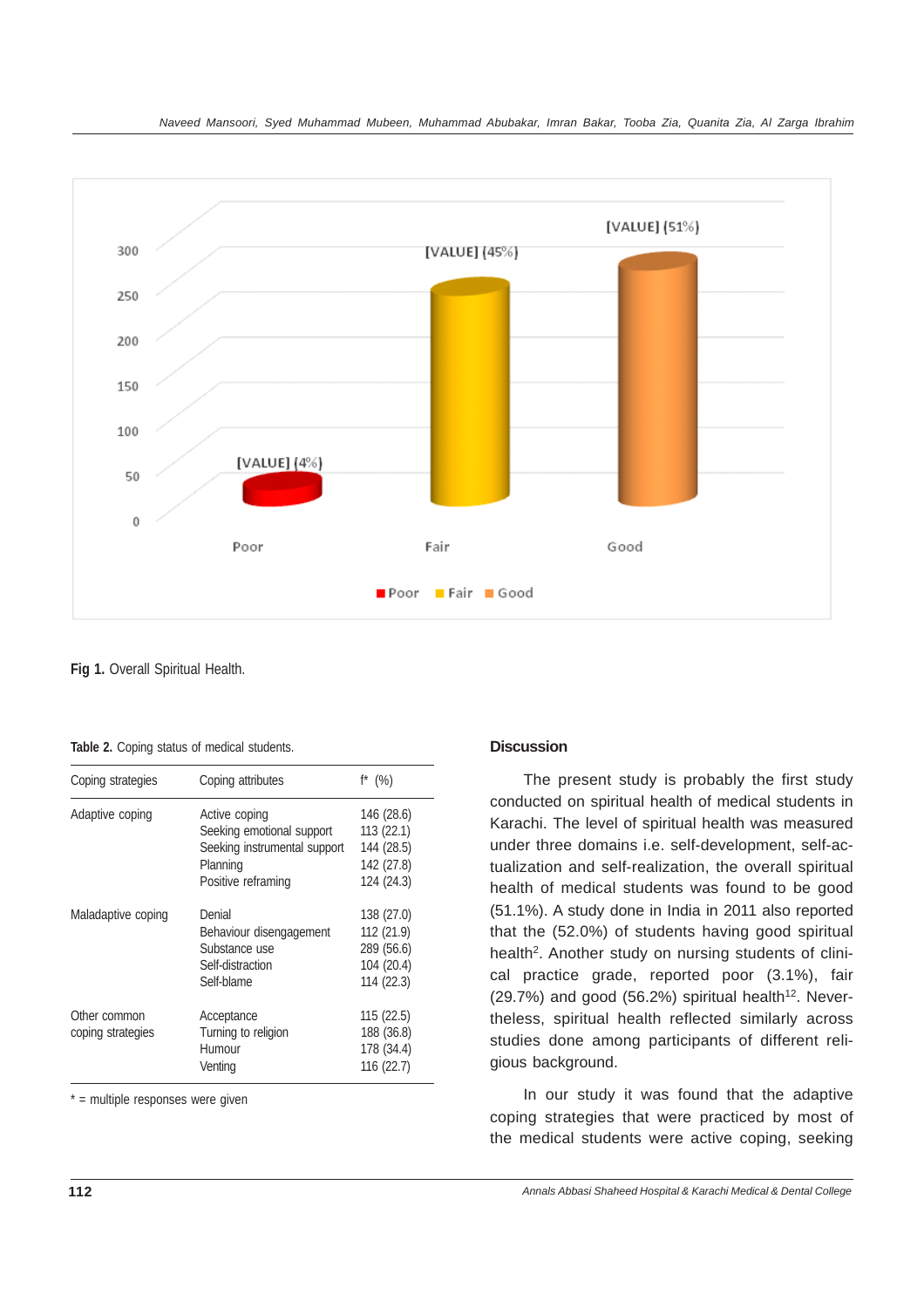Fig 1. Overall Spiritual Health.

**Table 2.** Coping status of medical students.

| Coping strategies | Coping attributes | f* (%) |
|---|---|---|
| Adaptive coping | Active coping | 146 (28.6) |
| | Seeking emotional support | 113 (22.1) |
| | Seeking instrumental support | 144 (28.5) |
| | Planning | 142 (27.8) |
| | Positive reframing | 124 (24.3) |
| Maladaptive coping | Denial | 138 (27.0) |
| | Behaviour disengagement | 112 (21.9) |
| | Substance use | 289 (56.6) |
| | Self-distraction | 104 (20.4) |
| | Self-blame | 114 (22.3) |
| Other common coping strategies | Acceptance | 115 (22.5) |
| | Turning to religion | 188 (36.8) |
| | Humour | 178 (34.4) |
| | Venting | 116 (22.7) |

* = multiple responses were given

## Discussion

The present study is probably the first study conducted on spiritual health of medical students in Karachi. The level of spiritual health was measured under three domains i.e. self-development, self-actualization and self-realization, the overall spiritual health of medical students was found to be good (51.1%). A study done in India in 2011 also reported that the (52.0%) of students having good spiritual health[2]. Another study on nursing students of clinical practice grade, reported poor (3.1%), fair (29.7%) and good (56.2%) spiritual health[12]. Nevertheless, spiritual health reflected similarly across studies done among participants of different religious background.

In our study it was found that the adaptive coping strategies that were practiced by most of the medical students were active coping, seeking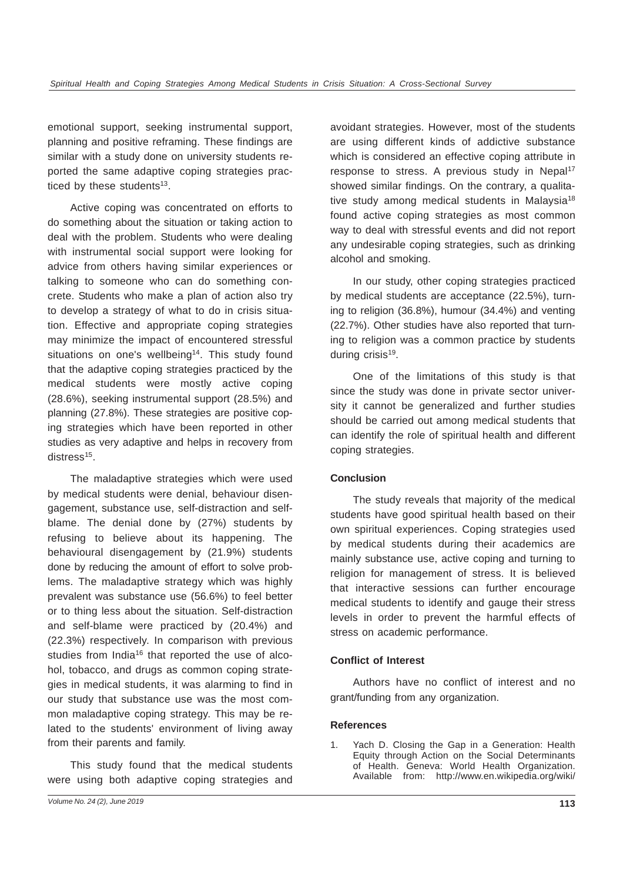emotional support, seeking instrumental support, planning and positive reframing. These findings are similar with a study done on university students reported the same adaptive coping strategies practiced by these students[13].

Active coping was concentrated on efforts to do something about the situation or taking action to deal with the problem. Students who were dealing with instrumental social support were looking for advice from others having similar experiences or talking to someone who can do something concrete. Students who make a plan of action also try to develop a strategy of what to do in crisis situation. Effective and appropriate coping strategies may minimize the impact of encountered stressful situations on one's wellbeing[14]. This study found that the adaptive coping strategies practiced by the medical students were mostly active coping (28.6%), seeking instrumental support (28.5%) and planning (27.8%). These strategies are positive coping strategies which have been reported in other studies as very adaptive and helps in recovery from distress[15].

The maladaptive strategies which were used by medical students were denial, behaviour disengagement, substance use, self-distraction and self-blame. The denial done by (27%) students by refusing to believe about its happening. The behavioural disengagement by (21.9%) students done by reducing the amount of effort to solve problems. The maladaptive strategy which was highly prevalent was substance use (56.6%) to feel better or to thing less about the situation. Self-distraction and self-blame were practiced by (20.4%) and (22.3%) respectively. In comparison with previous studies from India[16] that reported the use of alcohol, tobacco, and drugs as common coping strategies in medical students, it was alarming to find in our study that substance use was the most common maladaptive coping strategy. This may be related to the students' environment of living away from their parents and family.

This study found that the medical students were using both adaptive coping strategies and avoidant strategies. However, most of the students are using different kinds of addictive substance which is considered an effective coping attribute in response to stress. A previous study in Nepal[17] showed similar findings. On the contrary, a qualitative study among medical students in Malaysia[18] found active coping strategies as most common way to deal with stressful events and did not report any undesirable coping strategies, such as drinking alcohol and smoking.

In our study, other coping strategies practiced by medical students are acceptance (22.5%), turning to religion (36.8%), humour (34.4%) and venting (22.7%). Other studies have also reported that turning to religion was a common practice by students during crisis[19].

One of the limitations of this study is that since the study was done in private sector university it cannot be generalized and further studies should be carried out among medical students that can identify the role of spiritual health and different coping strategies.

## Conclusion

The study reveals that majority of the medical students have good spiritual health based on their own spiritual experiences. Coping strategies used by medical students during their academics are mainly substance use, active coping and turning to religion for management of stress. It is believed that interactive sessions can further encourage medical students to identify and gauge their stress levels in order to prevent the harmful effects of stress on academic performance.

## Conflict of Interest

Authors have no conflict of interest and no grant/funding from any organization.

## References

1. Yach D. Closing the Gap in a Generation: Health Equity through Action on the Social Determinants of Health. Geneva: World Health Organization. Available from: http://www.en.wikipedia.org/wiki/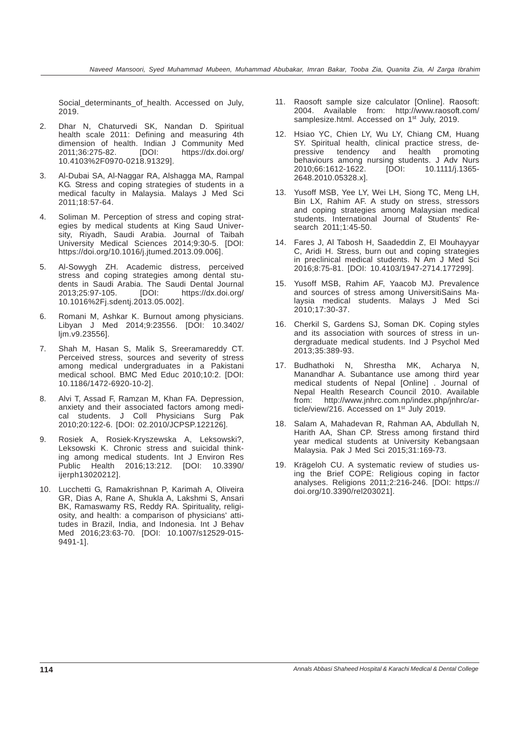Social_determinants_of_health. Accessed on July, 2019.

2. Dhar N, Chaturvedi SK, Nandan D. Spiritual health scale 2011: Defining and measuring 4th dimension of health. Indian J Community Med 2011;36:275-82. [DOI: https://dx.doi.org/10.4103%2F0970-0218.91329].

3. Al-Dubai SA, Al-Naggar RA, Alshagga MA, Rampal KG. Stress and coping strategies of students in a medical faculty in Malaysia. Malays J Med Sci 2011;18:57-64.

4. Soliman M. Perception of stress and coping strategies by medical students at King Saud University, Riyadh, Saudi Arabia. Journal of Taibah University Medical Sciences 2014;9:30-5. [DOI: https://doi.org/10.1016/j.jtumed.2013.09.006].

5. Al-Sowygh ZH. Academic distress, perceived stress and coping strategies among dental students in Saudi Arabia. The Saudi Dental Journal 2013;25:97-105. [DOI: https://dx.doi.org/10.1016%2Fj.sdentj.2013.05.002].

6. Romani M, Ashkar K. Burnout among physicians. Libyan J Med 2014;9:23556. [DOI: 10.3402/ljm.v9.23556].

7. Shah M, Hasan S, Malik S, Sreeramareddy CT. Perceived stress, sources and severity of stress among medical undergraduates in a Pakistani medical school. BMC Med Educ 2010;10:2. [DOI: 10.1186/1472-6920-10-2].

8. Alvi T, Assad F, Ramzan M, Khan FA. Depression, anxiety and their associated factors among medical students. J Coll Physicians Surg Pak 2010;20:122-6. [DOI: 02.2010/JCPSP.122126].

9. Rosiek A, Rosiek-Kryszewska A, Leksowski?, Leksowski K. Chronic stress and suicidal thinking among medical students. Int J Environ Res Public Health 2016;13:212. [DOI: 10.3390/ijerph13020212].

10. Lucchetti G, Ramakrishnan P, Karimah A, Oliveira GR, Dias A, Rane A, Shukla A, Lakshmi S, Ansari BK, Ramaswamy RS, Reddy RA. Spirituality, religiosity, and health: a comparison of physicians' attitudes in Brazil, India, and Indonesia. Int J Behav Med 2016;23:63-70. [DOI: 10.1007/s12529-015-9491-1].

11. Raosoft sample size calculator [Online]. Raosoft: 2004. Available from: http://www.raosoft.com/samplesize.html. Accessed on 1st July, 2019.

12. Hsiao YC, Chien LY, Wu LY, Chiang CM, Huang SY. Spiritual health, clinical practice stress, depressive tendency and health promoting behaviours among nursing students. J Adv Nurs 2010;66:1612-1622. [DOI: 10.1111/j.1365-2648.2010.05328.x].

13. Yusoff MSB, Yee LY, Wei LH, Siong TC, Meng LH, Bin LX, Rahim AF. A study on stress, stressors and coping strategies among Malaysian medical students. International Journal of Students' Research 2011;1:45-50.

14. Fares J, Al Tabosh H, Saadeddin Z, El Mouhayyar C, Aridi H. Stress, burn out and coping strategies in preclinical medical students. N Am J Med Sci 2016;8:75-81. [DOI: 10.4103/1947-2714.177299].

15. Yusoff MSB, Rahim AF, Yaacob MJ. Prevalence and sources of stress among UniversitiSains Malaysia medical students. Malays J Med Sci 2010;17:30-37.

16. Cherkil S, Gardens SJ, Soman DK. Coping styles and its association with sources of stress in undergraduate medical students. Ind J Psychol Med 2013;35:389-93.

17. Budhathoki N, Shrestha MK, Acharya N, Manandhar A. Subantance use among third year medical students of Nepal [Online] . Journal of Nepal Health Research Council 2010. Available from: http://www.jnhrc.com.np/index.php/jnhrc/article/view/216. Accessed on 1st July 2019.

18. Salam A, Mahadevan R, Rahman AA, Abdullah N, Harith AA, Shan CP. Stress among firstand third year medical students at University Kebangsaan Malaysia. Pak J Med Sci 2015;31:169-73.

19. Krägeloh CU. A systematic review of studies using the Brief COPE: Religious coping in factor analyses. Religions 2011;2:216-246. [DOI: https://doi.org/10.3390/rel203021].